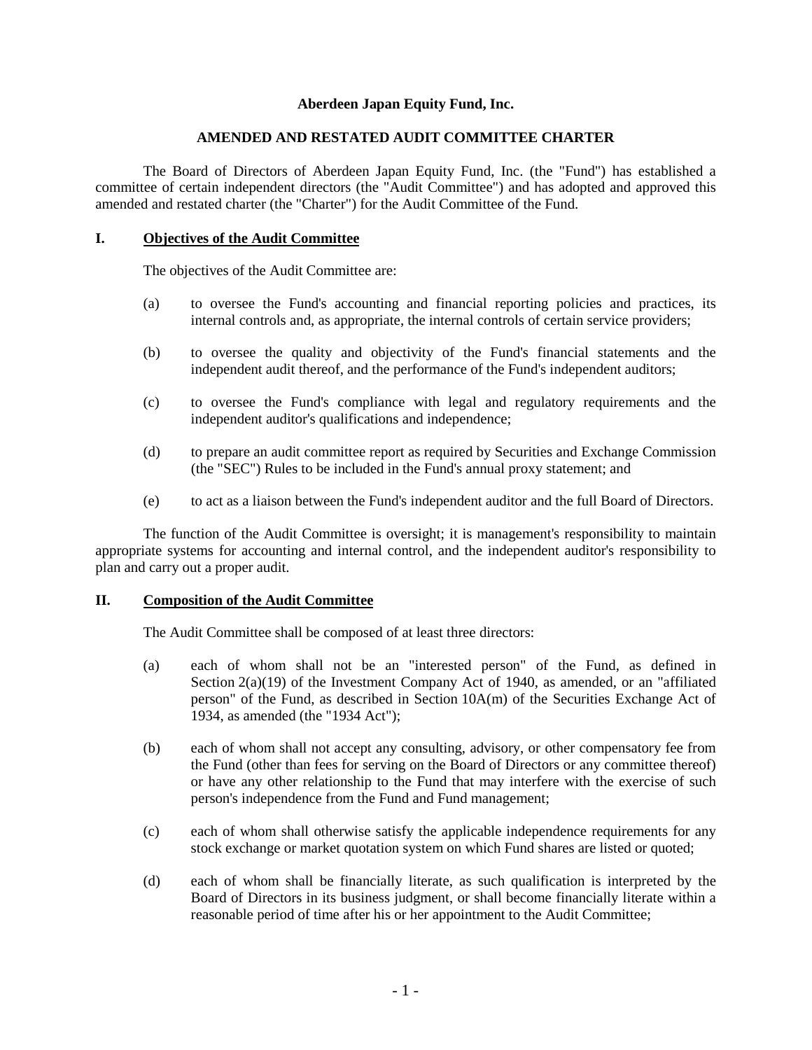**Aberdeen Japan Equity Fund, Inc.**

**AMENDED AND RESTATED AUDIT COMMITTEE CHARTER**

The Board of Directors of Aberdeen Japan Equity Fund, Inc. (the "Fund") has established a committee of certain independent directors (the "Audit Committee") and has adopted and approved this amended and restated charter (the "Charter") for the Audit Committee of the Fund.

## I. Objectives of the Audit Committee

The objectives of the Audit Committee are:

(a) to oversee the Fund's accounting and financial reporting policies and practices, its internal controls and, as appropriate, the internal controls of certain service providers;

(b) to oversee the quality and objectivity of the Fund's financial statements and the independent audit thereof, and the performance of the Fund's independent auditors;

(c) to oversee the Fund's compliance with legal and regulatory requirements and the independent auditor's qualifications and independence;

(d) to prepare an audit committee report as required by Securities and Exchange Commission (the "SEC") Rules to be included in the Fund's annual proxy statement; and

(e) to act as a liaison between the Fund's independent auditor and the full Board of Directors.

The function of the Audit Committee is oversight; it is management's responsibility to maintain appropriate systems for accounting and internal control, and the independent auditor's responsibility to plan and carry out a proper audit.

## II. Composition of the Audit Committee

The Audit Committee shall be composed of at least three directors:

(a) each of whom shall not be an "interested person" of the Fund, as defined in Section 2(a)(19) of the Investment Company Act of 1940, as amended, or an "affiliated person" of the Fund, as described in Section 10A(m) of the Securities Exchange Act of 1934, as amended (the "1934 Act");

(b) each of whom shall not accept any consulting, advisory, or other compensatory fee from the Fund (other than fees for serving on the Board of Directors or any committee thereof) or have any other relationship to the Fund that may interfere with the exercise of such person's independence from the Fund and Fund management;

(c) each of whom shall otherwise satisfy the applicable independence requirements for any stock exchange or market quotation system on which Fund shares are listed or quoted;

(d) each of whom shall be financially literate, as such qualification is interpreted by the Board of Directors in its business judgment, or shall become financially literate within a reasonable period of time after his or her appointment to the Audit Committee;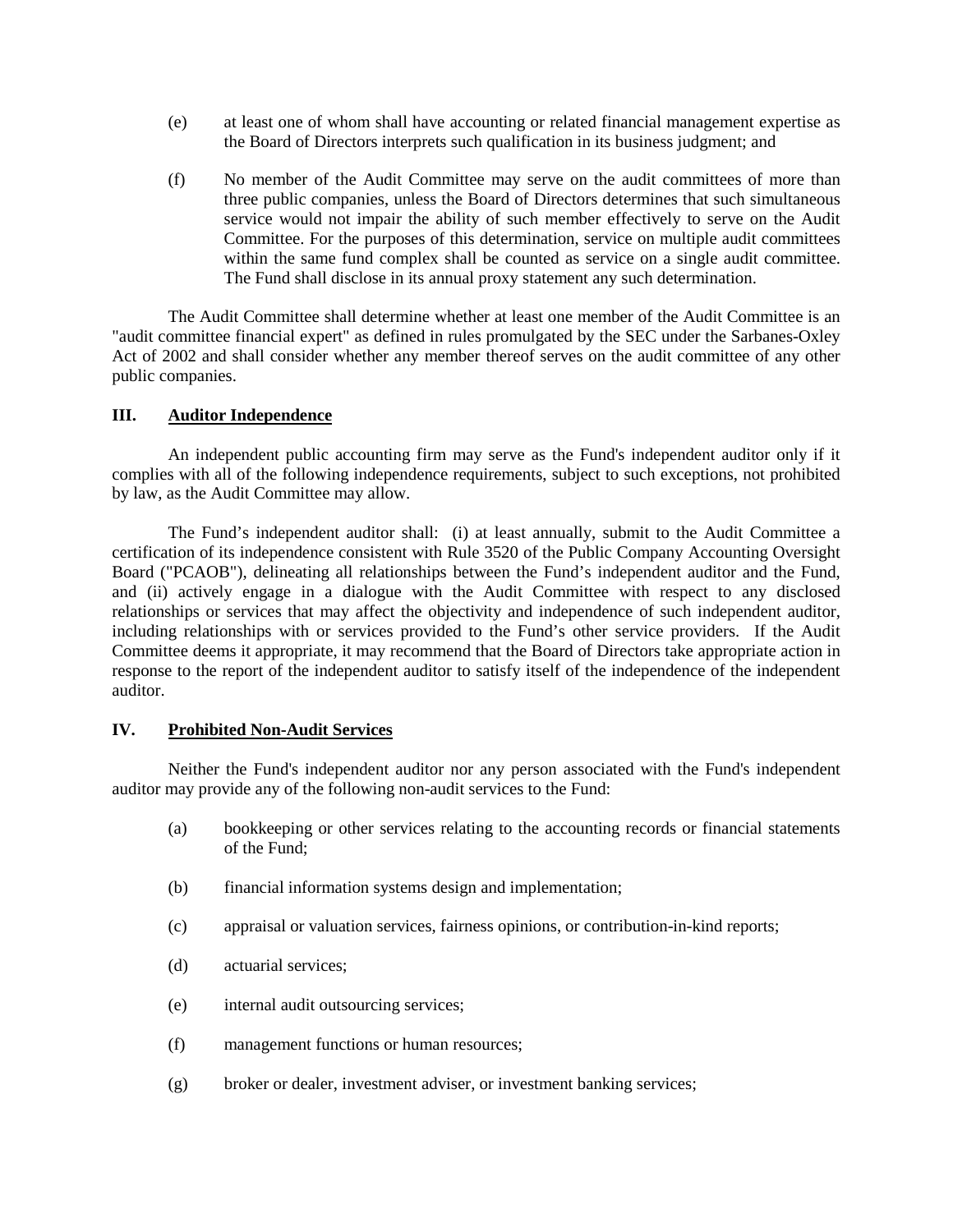(e) at least one of whom shall have accounting or related financial management expertise as the Board of Directors interprets such qualification in its business judgment; and

(f) No member of the Audit Committee may serve on the audit committees of more than three public companies, unless the Board of Directors determines that such simultaneous service would not impair the ability of such member effectively to serve on the Audit Committee. For the purposes of this determination, service on multiple audit committees within the same fund complex shall be counted as service on a single audit committee. The Fund shall disclose in its annual proxy statement any such determination.

The Audit Committee shall determine whether at least one member of the Audit Committee is an "audit committee financial expert" as defined in rules promulgated by the SEC under the Sarbanes-Oxley Act of 2002 and shall consider whether any member thereof serves on the audit committee of any other public companies.

## III. Auditor Independence

An independent public accounting firm may serve as the Fund's independent auditor only if it complies with all of the following independence requirements, subject to such exceptions, not prohibited by law, as the Audit Committee may allow.

The Fund's independent auditor shall: (i) at least annually, submit to the Audit Committee a certification of its independence consistent with Rule 3520 of the Public Company Accounting Oversight Board ("PCAOB"), delineating all relationships between the Fund's independent auditor and the Fund, and (ii) actively engage in a dialogue with the Audit Committee with respect to any disclosed relationships or services that may affect the objectivity and independence of such independent auditor, including relationships with or services provided to the Fund's other service providers. If the Audit Committee deems it appropriate, it may recommend that the Board of Directors take appropriate action in response to the report of the independent auditor to satisfy itself of the independence of the independent auditor.

## IV. Prohibited Non-Audit Services

Neither the Fund's independent auditor nor any person associated with the Fund's independent auditor may provide any of the following non-audit services to the Fund:

(a) bookkeeping or other services relating to the accounting records or financial statements of the Fund;

(b) financial information systems design and implementation;

(c) appraisal or valuation services, fairness opinions, or contribution-in-kind reports;

(d) actuarial services;

(e) internal audit outsourcing services;

(f) management functions or human resources;

(g) broker or dealer, investment adviser, or investment banking services;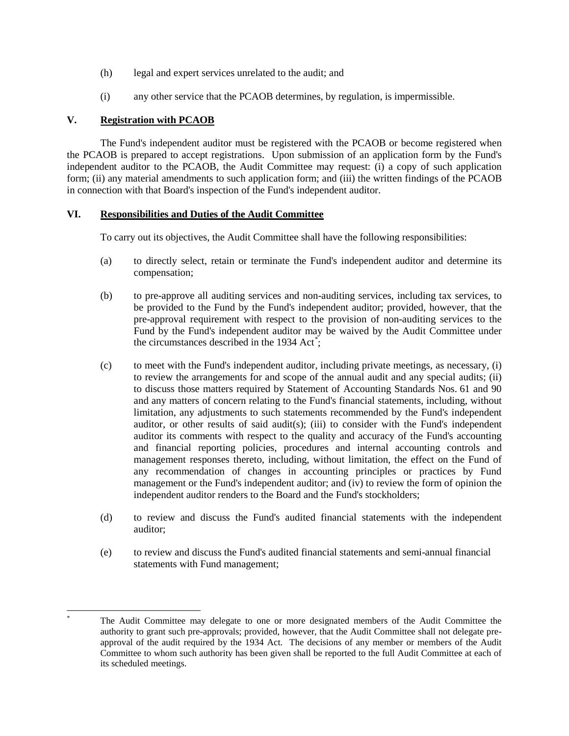(h) legal and expert services unrelated to the audit; and

(i) any other service that the PCAOB determines, by regulation, is impermissible.

## V. Registration with PCAOB

The Fund's independent auditor must be registered with the PCAOB or become registered when the PCAOB is prepared to accept registrations. Upon submission of an application form by the Fund's independent auditor to the PCAOB, the Audit Committee may request: (i) a copy of such application form; (ii) any material amendments to such application form; and (iii) the written findings of the PCAOB in connection with that Board's inspection of the Fund's independent auditor.

## VI. Responsibilities and Duties of the Audit Committee

To carry out its objectives, the Audit Committee shall have the following responsibilities:

(a) to directly select, retain or terminate the Fund's independent auditor and determine its compensation;

(b) to pre-approve all auditing services and non-auditing services, including tax services, to be provided to the Fund by the Fund's independent auditor; provided, however, that the pre-approval requirement with respect to the provision of non-auditing services to the Fund by the Fund's independent auditor may be waived by the Audit Committee under the circumstances described in the 1934 Act[*];

(c) to meet with the Fund's independent auditor, including private meetings, as necessary, (i) to review the arrangements for and scope of the annual audit and any special audits; (ii) to discuss those matters required by Statement of Accounting Standards Nos. 61 and 90 and any matters of concern relating to the Fund's financial statements, including, without limitation, any adjustments to such statements recommended by the Fund's independent auditor, or other results of said audit(s); (iii) to consider with the Fund's independent auditor its comments with respect to the quality and accuracy of the Fund's accounting and financial reporting policies, procedures and internal accounting controls and management responses thereto, including, without limitation, the effect on the Fund of any recommendation of changes in accounting principles or practices by Fund management or the Fund's independent auditor; and (iv) to review the form of opinion the independent auditor renders to the Board and the Fund's stockholders;

(d) to review and discuss the Fund's audited financial statements with the independent auditor;

(e) to review and discuss the Fund's audited financial statements and semi-annual financial statements with Fund management;

---

[*] The Audit Committee may delegate to one or more designated members of the Audit Committee the authority to grant such pre-approvals; provided, however, that the Audit Committee shall not delegate pre-approval of the audit required by the 1934 Act. The decisions of any member or members of the Audit Committee to whom such authority has been given shall be reported to the full Audit Committee at each of its scheduled meetings.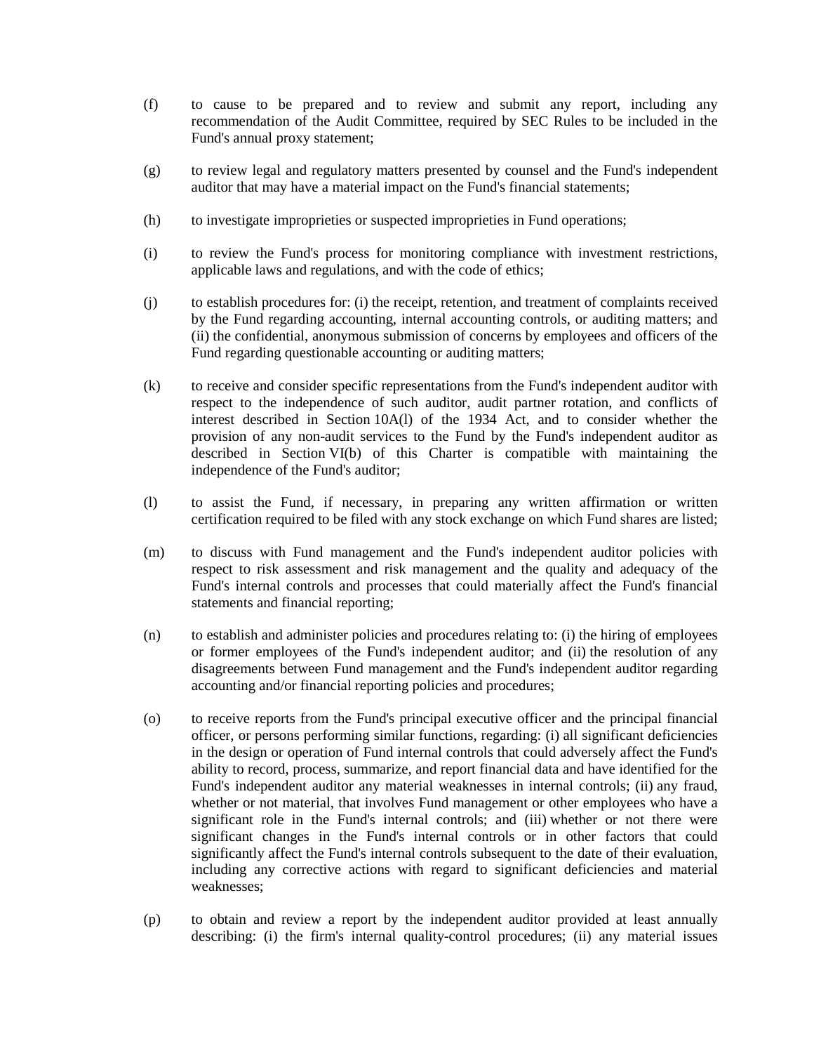(f) to cause to be prepared and to review and submit any report, including any recommendation of the Audit Committee, required by SEC Rules to be included in the Fund's annual proxy statement;

(g) to review legal and regulatory matters presented by counsel and the Fund's independent auditor that may have a material impact on the Fund's financial statements;

(h) to investigate improprieties or suspected improprieties in Fund operations;

(i) to review the Fund's process for monitoring compliance with investment restrictions, applicable laws and regulations, and with the code of ethics;

(j) to establish procedures for: (i) the receipt, retention, and treatment of complaints received by the Fund regarding accounting, internal accounting controls, or auditing matters; and (ii) the confidential, anonymous submission of concerns by employees and officers of the Fund regarding questionable accounting or auditing matters;

(k) to receive and consider specific representations from the Fund's independent auditor with respect to the independence of such auditor, audit partner rotation, and conflicts of interest described in Section 10A(l) of the 1934 Act, and to consider whether the provision of any non-audit services to the Fund by the Fund's independent auditor as described in Section VI(b) of this Charter is compatible with maintaining the independence of the Fund's auditor;

(l) to assist the Fund, if necessary, in preparing any written affirmation or written certification required to be filed with any stock exchange on which Fund shares are listed;

(m) to discuss with Fund management and the Fund's independent auditor policies with respect to risk assessment and risk management and the quality and adequacy of the Fund's internal controls and processes that could materially affect the Fund's financial statements and financial reporting;

(n) to establish and administer policies and procedures relating to: (i) the hiring of employees or former employees of the Fund's independent auditor; and (ii) the resolution of any disagreements between Fund management and the Fund's independent auditor regarding accounting and/or financial reporting policies and procedures;

(o) to receive reports from the Fund's principal executive officer and the principal financial officer, or persons performing similar functions, regarding: (i) all significant deficiencies in the design or operation of Fund internal controls that could adversely affect the Fund's ability to record, process, summarize, and report financial data and have identified for the Fund's independent auditor any material weaknesses in internal controls; (ii) any fraud, whether or not material, that involves Fund management or other employees who have a significant role in the Fund's internal controls; and (iii) whether or not there were significant changes in the Fund's internal controls or in other factors that could significantly affect the Fund's internal controls subsequent to the date of their evaluation, including any corrective actions with regard to significant deficiencies and material weaknesses;

(p) to obtain and review a report by the independent auditor provided at least annually describing: (i) the firm's internal quality-control procedures; (ii) any material issues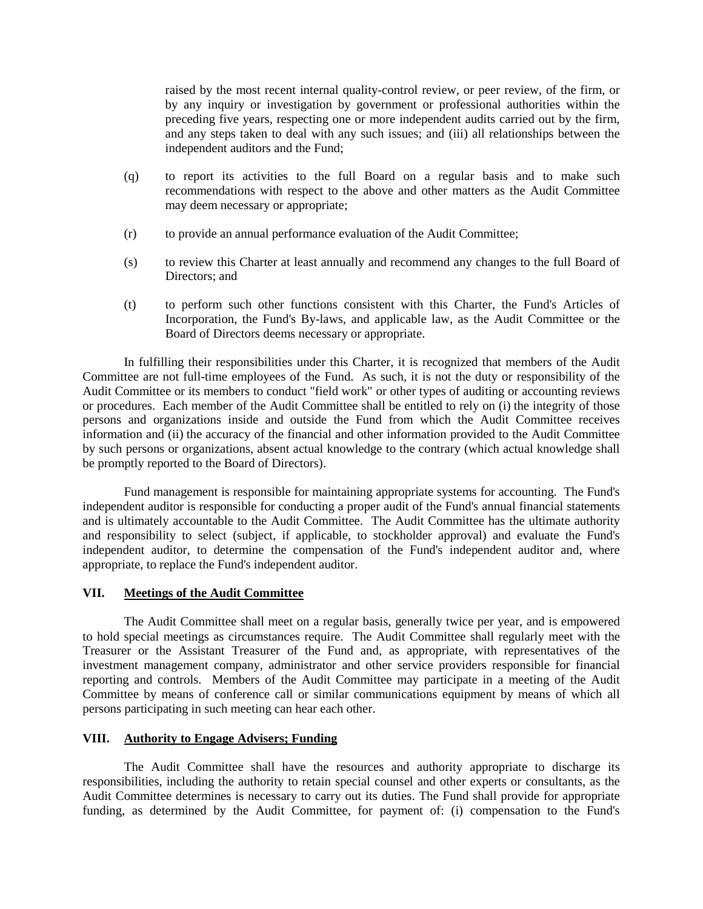raised by the most recent internal quality-control review, or peer review, of the firm, or by any inquiry or investigation by government or professional authorities within the preceding five years, respecting one or more independent audits carried out by the firm, and any steps taken to deal with any such issues; and (iii) all relationships between the independent auditors and the Fund;

(q) to report its activities to the full Board on a regular basis and to make such recommendations with respect to the above and other matters as the Audit Committee may deem necessary or appropriate;

(r) to provide an annual performance evaluation of the Audit Committee;

(s) to review this Charter at least annually and recommend any changes to the full Board of Directors; and

(t) to perform such other functions consistent with this Charter, the Fund's Articles of Incorporation, the Fund's By-laws, and applicable law, as the Audit Committee or the Board of Directors deems necessary or appropriate.

In fulfilling their responsibilities under this Charter, it is recognized that members of the Audit Committee are not full-time employees of the Fund. As such, it is not the duty or responsibility of the Audit Committee or its members to conduct "field work" or other types of auditing or accounting reviews or procedures. Each member of the Audit Committee shall be entitled to rely on (i) the integrity of those persons and organizations inside and outside the Fund from which the Audit Committee receives information and (ii) the accuracy of the financial and other information provided to the Audit Committee by such persons or organizations, absent actual knowledge to the contrary (which actual knowledge shall be promptly reported to the Board of Directors).

Fund management is responsible for maintaining appropriate systems for accounting. The Fund's independent auditor is responsible for conducting a proper audit of the Fund's annual financial statements and is ultimately accountable to the Audit Committee. The Audit Committee has the ultimate authority and responsibility to select (subject, if applicable, to stockholder approval) and evaluate the Fund's independent auditor, to determine the compensation of the Fund's independent auditor and, where appropriate, to replace the Fund's independent auditor.

## VII. Meetings of the Audit Committee

The Audit Committee shall meet on a regular basis, generally twice per year, and is empowered to hold special meetings as circumstances require. The Audit Committee shall regularly meet with the Treasurer or the Assistant Treasurer of the Fund and, as appropriate, with representatives of the investment management company, administrator and other service providers responsible for financial reporting and controls. Members of the Audit Committee may participate in a meeting of the Audit Committee by means of conference call or similar communications equipment by means of which all persons participating in such meeting can hear each other.

## VIII. Authority to Engage Advisers; Funding

The Audit Committee shall have the resources and authority appropriate to discharge its responsibilities, including the authority to retain special counsel and other experts or consultants, as the Audit Committee determines is necessary to carry out its duties. The Fund shall provide for appropriate funding, as determined by the Audit Committee, for payment of: (i) compensation to the Fund's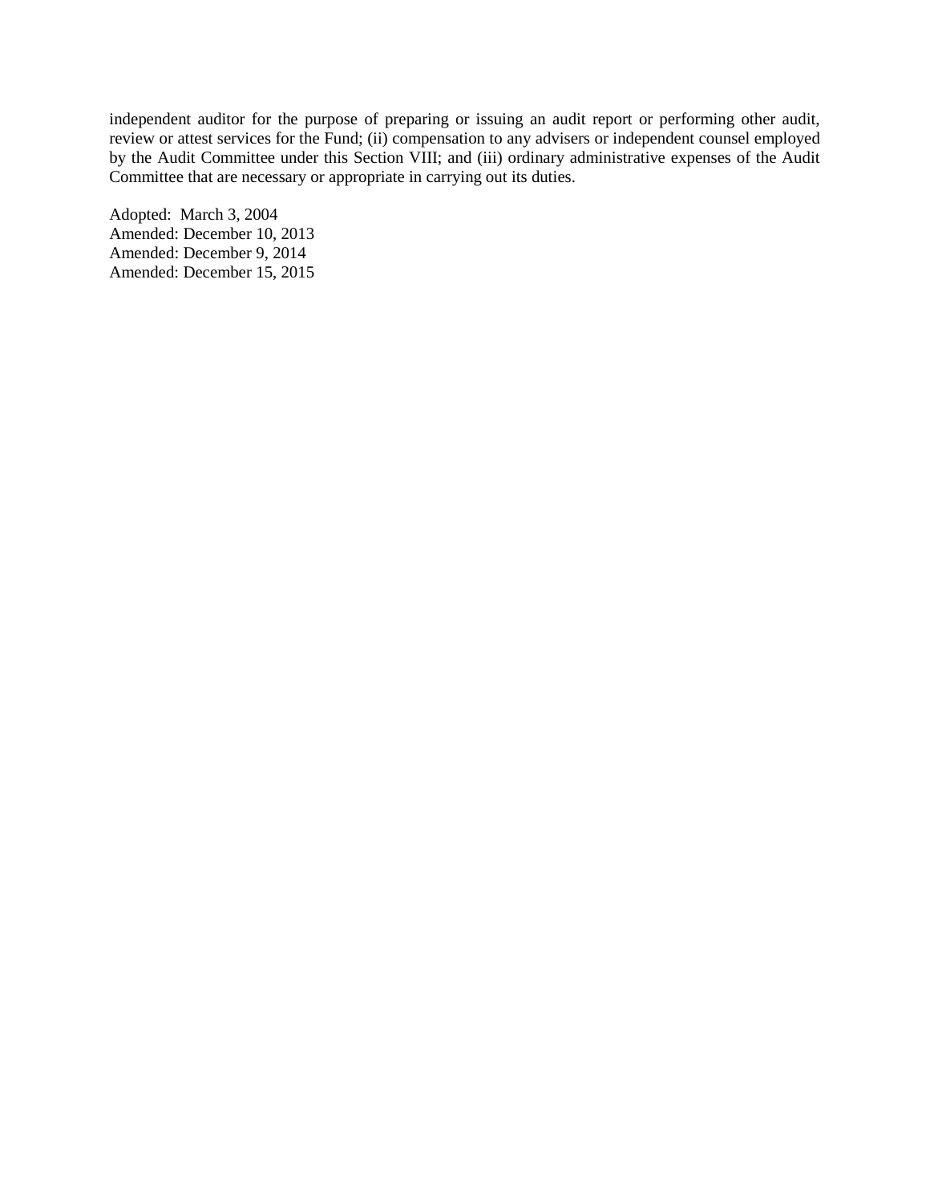independent auditor for the purpose of preparing or issuing an audit report or performing other audit, review or attest services for the Fund; (ii) compensation to any advisers or independent counsel employed by the Audit Committee under this Section VIII; and (iii) ordinary administrative expenses of the Audit Committee that are necessary or appropriate in carrying out its duties.

Adopted: March 3, 2004
Amended: December 10, 2013
Amended: December 9, 2014
Amended: December 15, 2015